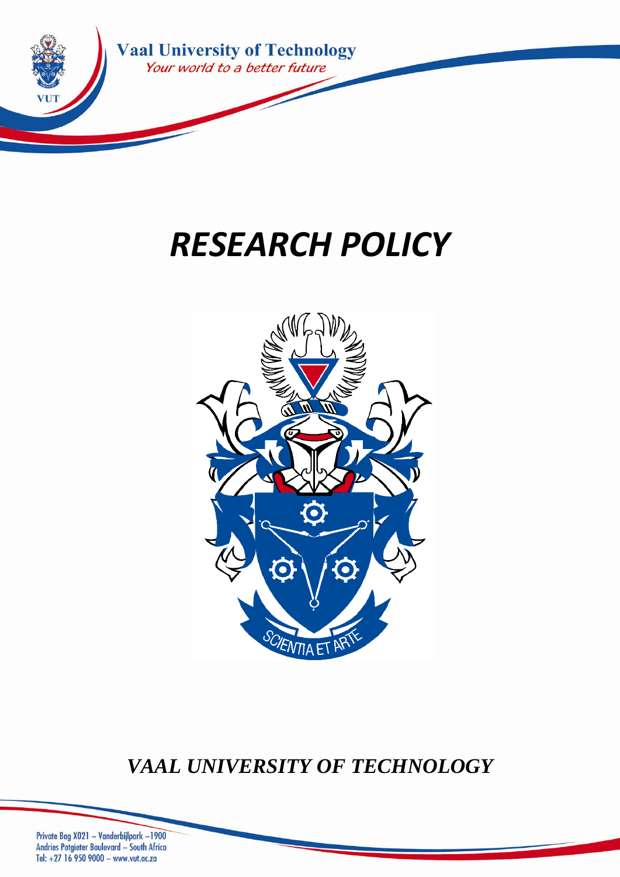Vaal University of Technology

*Your world to a better future*

# *RESEARCH POLICY*

SCIENTIA ET ARTE

***VAAL UNIVERSITY OF TECHNOLOGY***

Private Bag X021 ~ Vanderbijlpark ~1900
Andries Potgieter Boulevard ~ South Africa
Tel: +27 16 950 9000 ~ www.vut.ac.za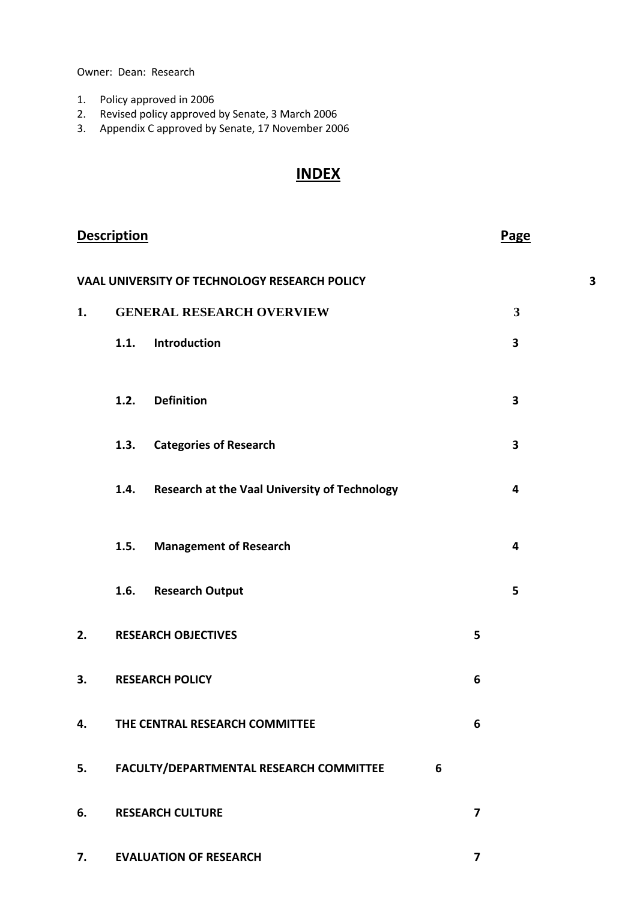Owner: Dean: Research

1. Policy approved in 2006
2. Revised policy approved by Senate, 3 March 2006
3. Appendix C approved by Senate, 17 November 2006

# INDEX

| Description | | | Page |
|---|---|---|---|
| **VAAL UNIVERSITY OF TECHNOLOGY RESEARCH POLICY** | | | **3** |
| **1.** | **GENERAL RESEARCH OVERVIEW** | | **3** |
| | **1.1.** | **Introduction** | **3** |
| | **1.2.** | **Definition** | **3** |
| | **1.3.** | **Categories of Research** | **3** |
| | **1.4.** | **Research at the Vaal University of Technology** | **4** |
| | **1.5.** | **Management of Research** | **4** |
| | **1.6.** | **Research Output** | **5** |
| **2.** | **RESEARCH OBJECTIVES** | | **5** |
| **3.** | **RESEARCH POLICY** | | **6** |
| **4.** | **THE CENTRAL RESEARCH COMMITTEE** | | **6** |
| **5.** | **FACULTY/DEPARTMENTAL RESEARCH COMMITTEE** | | **6** |
| **6.** | **RESEARCH CULTURE** | | **7** |
| **7.** | **EVALUATION OF RESEARCH** | | **7** |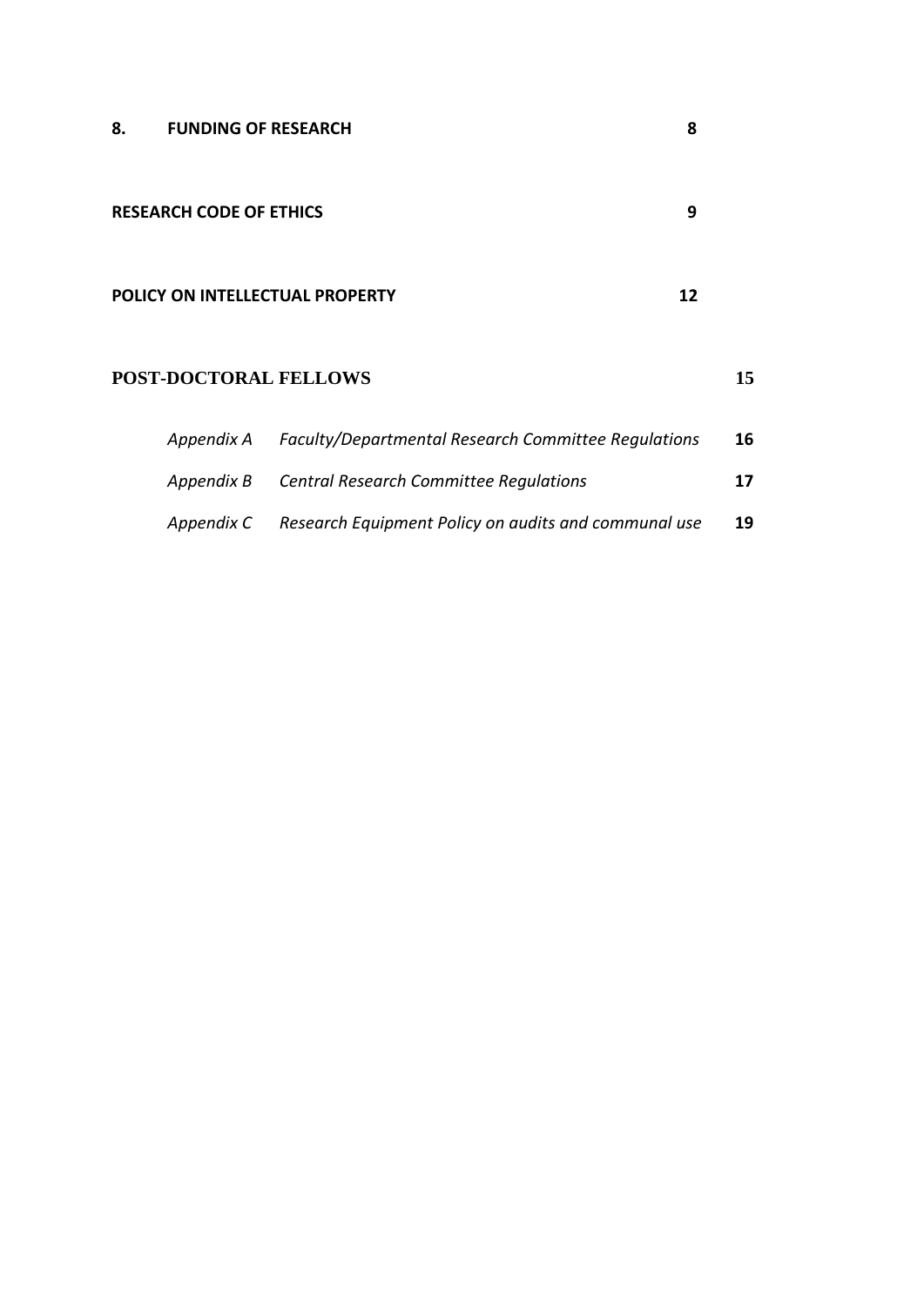**8. FUNDING OF RESEARCH** **8**

**RESEARCH CODE OF ETHICS** **9**

**POLICY ON INTELLECTUAL PROPERTY** **12**

**POST-DOCTORAL FELLOWS** **15**

| | | |
|---|---|---|
| *Appendix A* | *Faculty/Departmental Research Committee Regulations* | **16** |
| *Appendix B* | *Central Research Committee Regulations* | **17** |
| *Appendix C* | *Research Equipment Policy on audits and communal use* | **19** |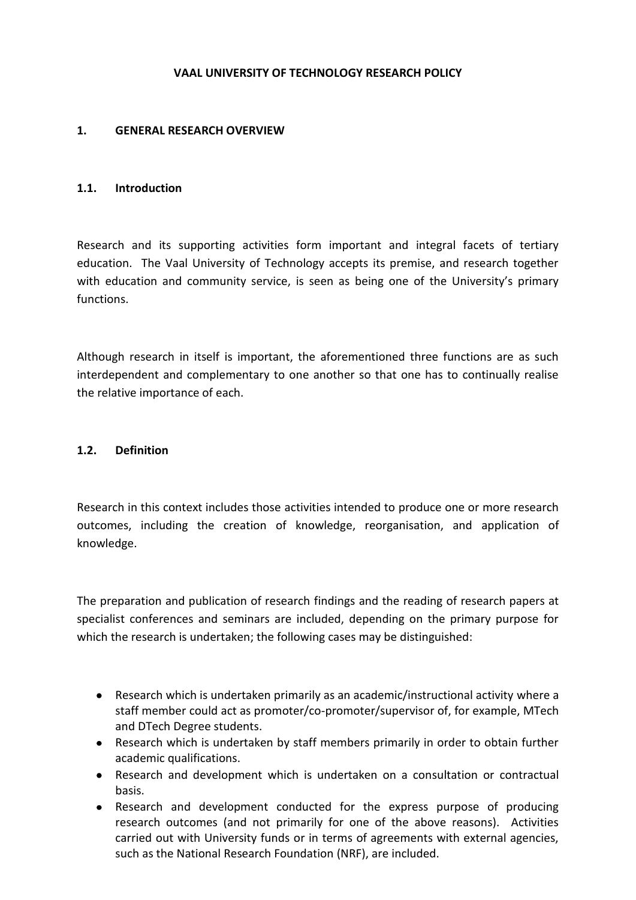**VAAL UNIVERSITY OF TECHNOLOGY RESEARCH POLICY**

## 1. GENERAL RESEARCH OVERVIEW

### 1.1. Introduction

Research and its supporting activities form important and integral facets of tertiary education. The Vaal University of Technology accepts its premise, and research together with education and community service, is seen as being one of the University's primary functions.

Although research in itself is important, the aforementioned three functions are as such interdependent and complementary to one another so that one has to continually realise the relative importance of each.

### 1.2. Definition

Research in this context includes those activities intended to produce one or more research outcomes, including the creation of knowledge, reorganisation, and application of knowledge.

The preparation and publication of research findings and the reading of research papers at specialist conferences and seminars are included, depending on the primary purpose for which the research is undertaken; the following cases may be distinguished:

- Research which is undertaken primarily as an academic/instructional activity where a staff member could act as promoter/co-promoter/supervisor of, for example, MTech and DTech Degree students.
- Research which is undertaken by staff members primarily in order to obtain further academic qualifications.
- Research and development which is undertaken on a consultation or contractual basis.
- Research and development conducted for the express purpose of producing research outcomes (and not primarily for one of the above reasons). Activities carried out with University funds or in terms of agreements with external agencies, such as the National Research Foundation (NRF), are included.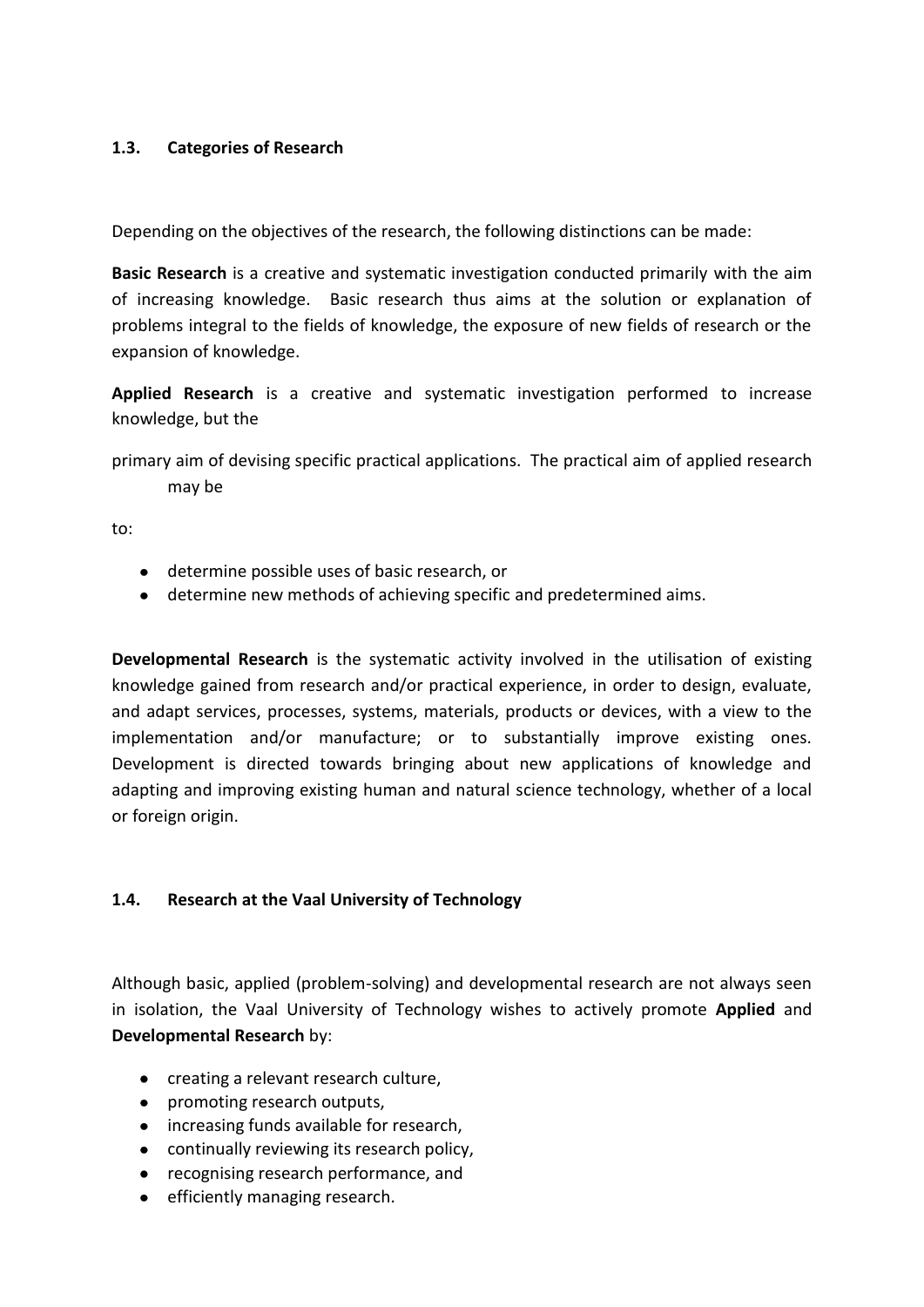## 1.3. Categories of Research

Depending on the objectives of the research, the following distinctions can be made:

**Basic Research** is a creative and systematic investigation conducted primarily with the aim of increasing knowledge. Basic research thus aims at the solution or explanation of problems integral to the fields of knowledge, the exposure of new fields of research or the expansion of knowledge.

**Applied Research** is a creative and systematic investigation performed to increase knowledge, but the

primary aim of devising specific practical applications. The practical aim of applied research may be

to:

- determine possible uses of basic research, or
- determine new methods of achieving specific and predetermined aims.

**Developmental Research** is the systematic activity involved in the utilisation of existing knowledge gained from research and/or practical experience, in order to design, evaluate, and adapt services, processes, systems, materials, products or devices, with a view to the implementation and/or manufacture; or to substantially improve existing ones. Development is directed towards bringing about new applications of knowledge and adapting and improving existing human and natural science technology, whether of a local or foreign origin.

## 1.4. Research at the Vaal University of Technology

Although basic, applied (problem-solving) and developmental research are not always seen in isolation, the Vaal University of Technology wishes to actively promote **Applied** and **Developmental Research** by:

- creating a relevant research culture,
- promoting research outputs,
- increasing funds available for research,
- continually reviewing its research policy,
- recognising research performance, and
- efficiently managing research.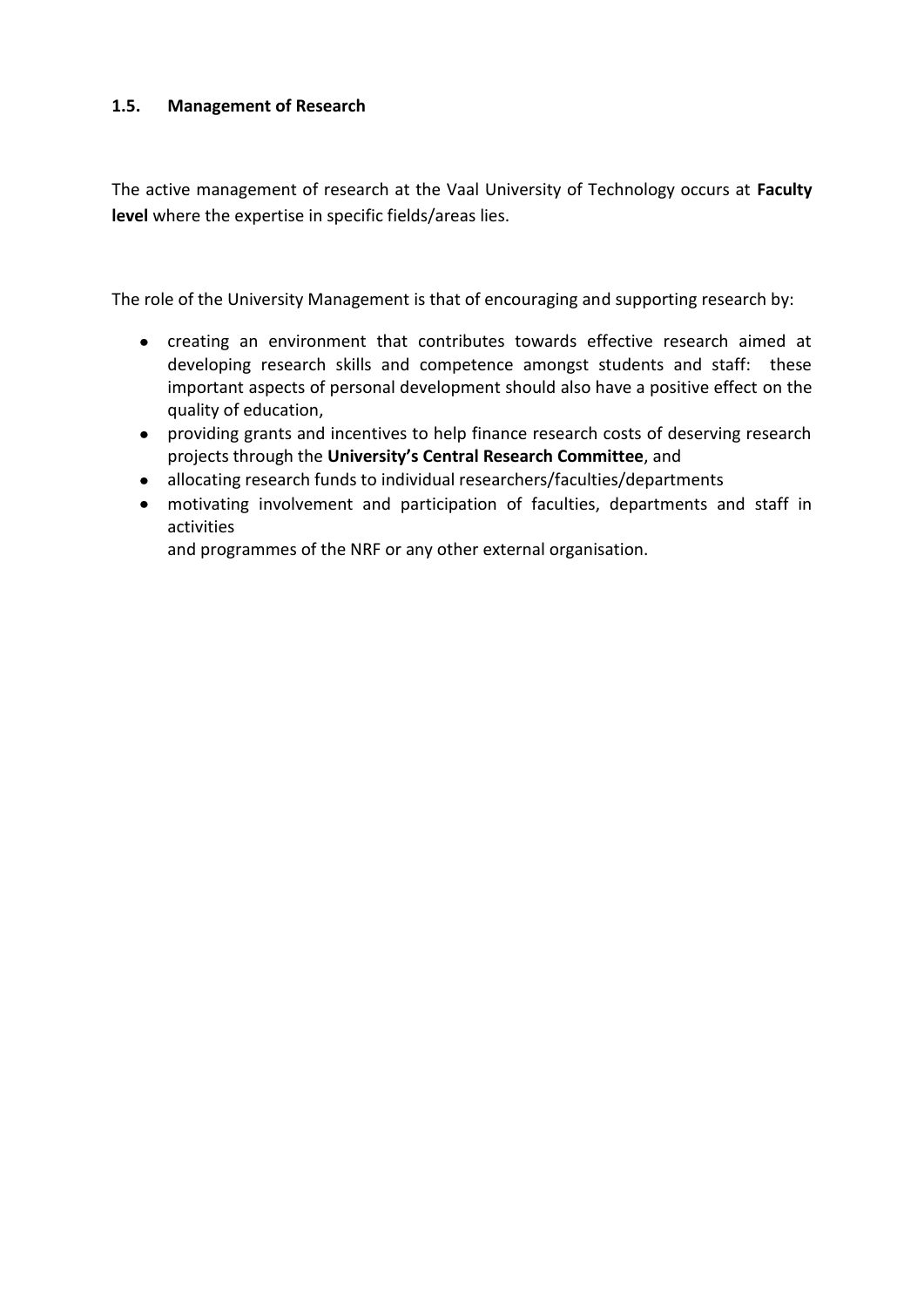### 1.5. Management of Research

The active management of research at the Vaal University of Technology occurs at **Faculty level** where the expertise in specific fields/areas lies.

The role of the University Management is that of encouraging and supporting research by:

- creating an environment that contributes towards effective research aimed at developing research skills and competence amongst students and staff: these important aspects of personal development should also have a positive effect on the quality of education,
- providing grants and incentives to help finance research costs of deserving research projects through the **University's Central Research Committee**, and
- allocating research funds to individual researchers/faculties/departments
- motivating involvement and participation of faculties, departments and staff in activities
  and programmes of the NRF or any other external organisation.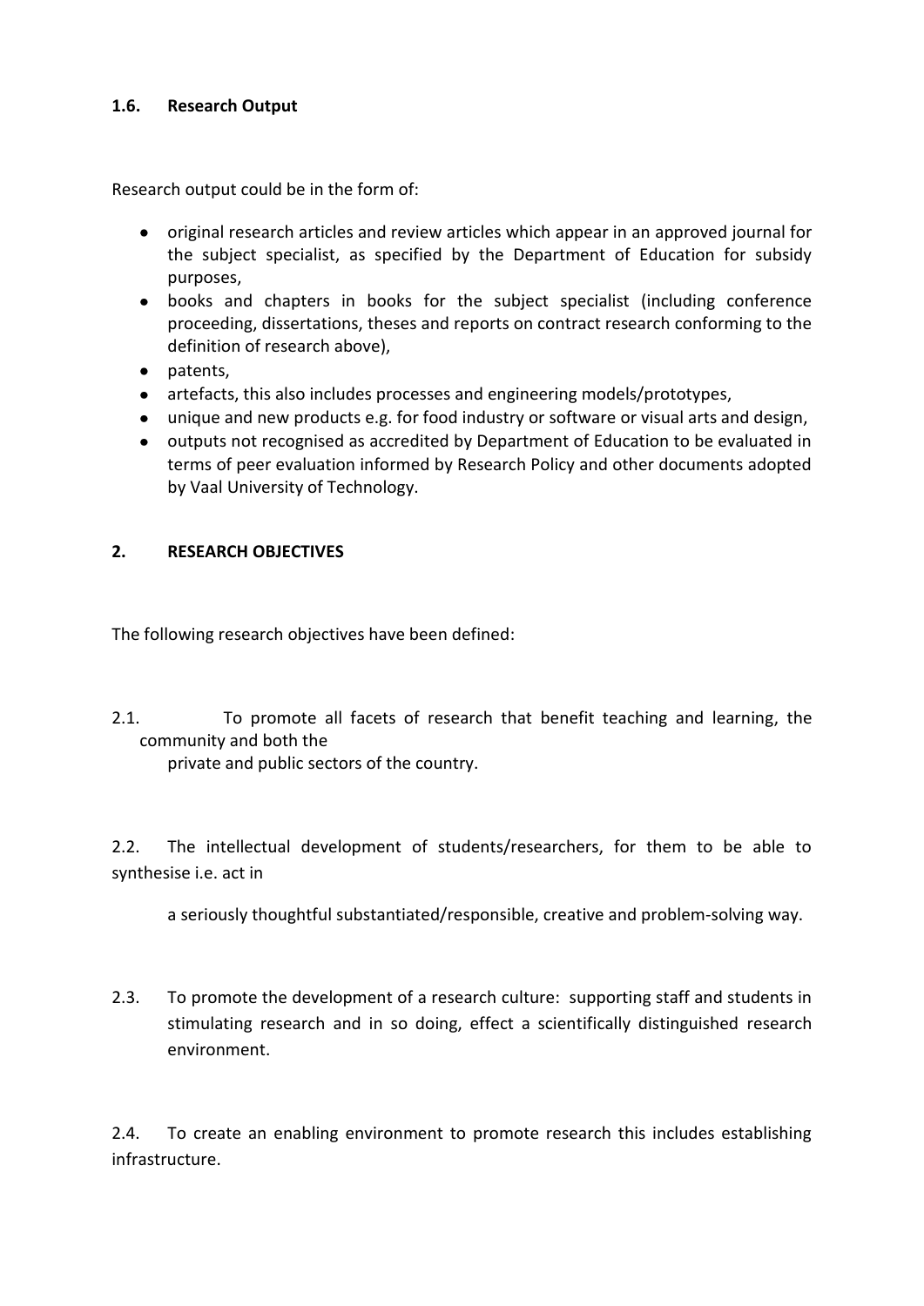## 1.6. Research Output

Research output could be in the form of:

- original research articles and review articles which appear in an approved journal for the subject specialist, as specified by the Department of Education for subsidy purposes,
- books and chapters in books for the subject specialist (including conference proceeding, dissertations, theses and reports on contract research conforming to the definition of research above),
- patents,
- artefacts, this also includes processes and engineering models/prototypes,
- unique and new products e.g. for food industry or software or visual arts and design,
- outputs not recognised as accredited by Department of Education to be evaluated in terms of peer evaluation informed by Research Policy and other documents adopted by Vaal University of Technology.

# 2. RESEARCH OBJECTIVES

The following research objectives have been defined:

2.1. To promote all facets of research that benefit teaching and learning, the community and both the private and public sectors of the country.

2.2. The intellectual development of students/researchers, for them to be able to synthesise i.e. act in a seriously thoughtful substantiated/responsible, creative and problem-solving way.

2.3. To promote the development of a research culture: supporting staff and students in stimulating research and in so doing, effect a scientifically distinguished research environment.

2.4. To create an enabling environment to promote research this includes establishing infrastructure.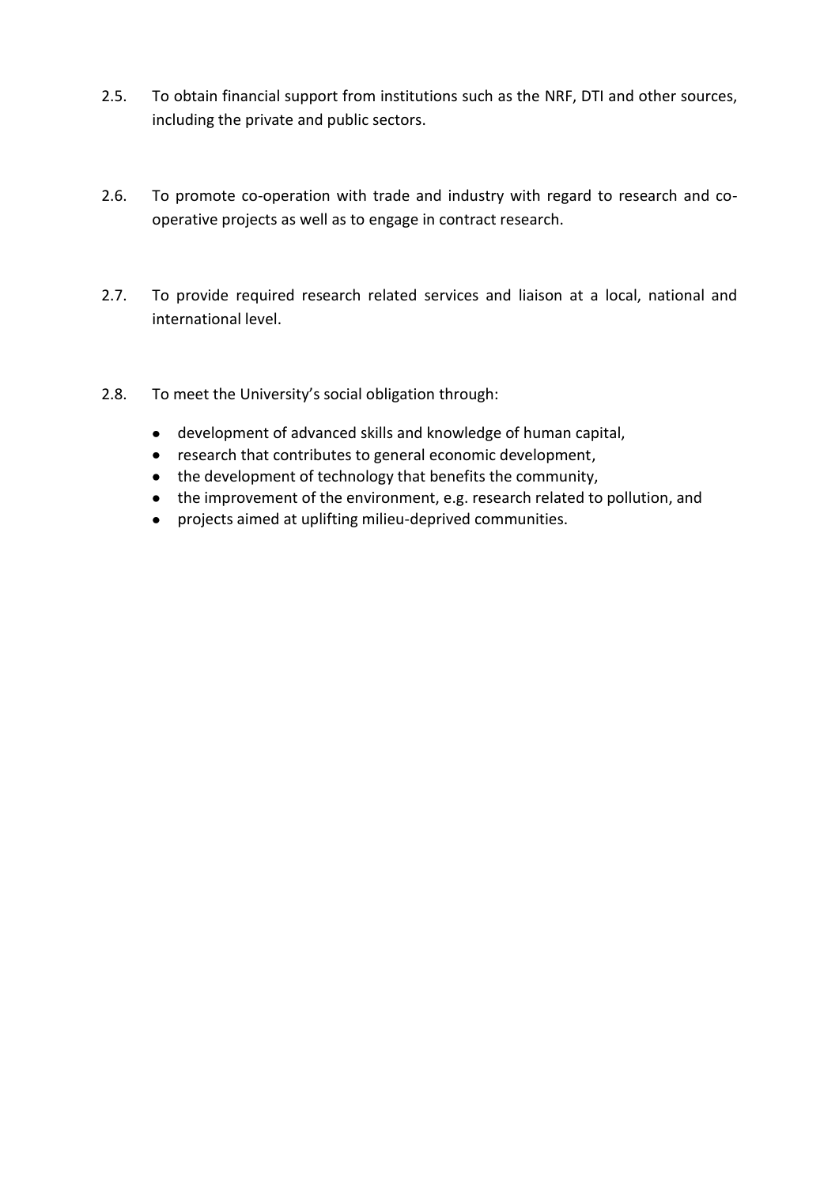2.5. To obtain financial support from institutions such as the NRF, DTI and other sources, including the private and public sectors.

2.6. To promote co-operation with trade and industry with regard to research and co-operative projects as well as to engage in contract research.

2.7. To provide required research related services and liaison at a local, national and international level.

2.8. To meet the University's social obligation through:

- development of advanced skills and knowledge of human capital,
- research that contributes to general economic development,
- the development of technology that benefits the community,
- the improvement of the environment, e.g. research related to pollution, and
- projects aimed at uplifting milieu-deprived communities.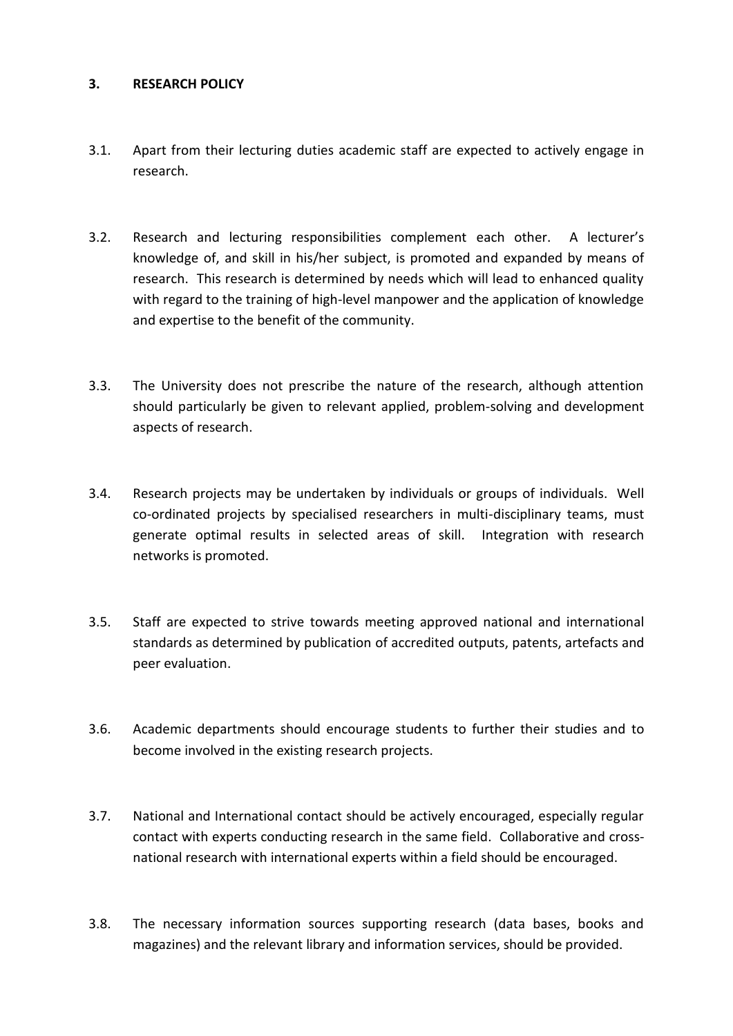## 3. RESEARCH POLICY

3.1. Apart from their lecturing duties academic staff are expected to actively engage in research.

3.2. Research and lecturing responsibilities complement each other. A lecturer's knowledge of, and skill in his/her subject, is promoted and expanded by means of research. This research is determined by needs which will lead to enhanced quality with regard to the training of high-level manpower and the application of knowledge and expertise to the benefit of the community.

3.3. The University does not prescribe the nature of the research, although attention should particularly be given to relevant applied, problem-solving and development aspects of research.

3.4. Research projects may be undertaken by individuals or groups of individuals. Well co-ordinated projects by specialised researchers in multi-disciplinary teams, must generate optimal results in selected areas of skill. Integration with research networks is promoted.

3.5. Staff are expected to strive towards meeting approved national and international standards as determined by publication of accredited outputs, patents, artefacts and peer evaluation.

3.6. Academic departments should encourage students to further their studies and to become involved in the existing research projects.

3.7. National and International contact should be actively encouraged, especially regular contact with experts conducting research in the same field. Collaborative and cross-national research with international experts within a field should be encouraged.

3.8. The necessary information sources supporting research (data bases, books and magazines) and the relevant library and information services, should be provided.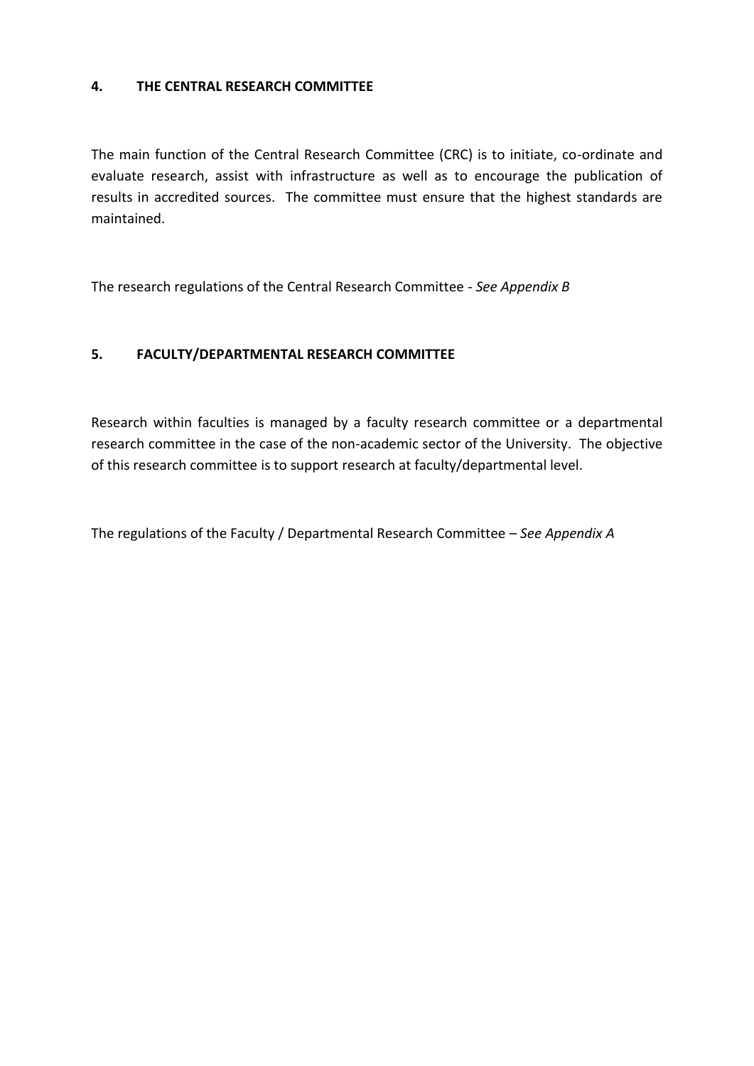## 4. THE CENTRAL RESEARCH COMMITTEE

The main function of the Central Research Committee (CRC) is to initiate, co-ordinate and evaluate research, assist with infrastructure as well as to encourage the publication of results in accredited sources. The committee must ensure that the highest standards are maintained.

The research regulations of the Central Research Committee - *See Appendix B*

## 5. FACULTY/DEPARTMENTAL RESEARCH COMMITTEE

Research within faculties is managed by a faculty research committee or a departmental research committee in the case of the non-academic sector of the University. The objective of this research committee is to support research at faculty/departmental level.

The regulations of the Faculty / Departmental Research Committee – *See Appendix A*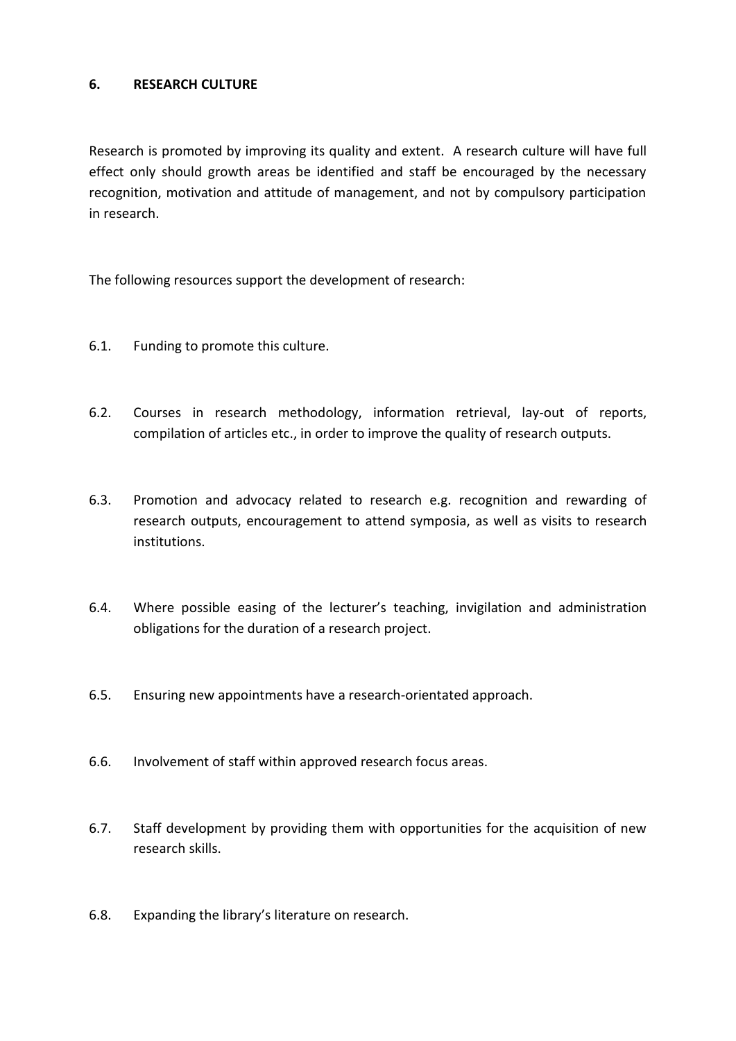## 6. RESEARCH CULTURE

Research is promoted by improving its quality and extent. A research culture will have full effect only should growth areas be identified and staff be encouraged by the necessary recognition, motivation and attitude of management, and not by compulsory participation in research.

The following resources support the development of research:

6.1. Funding to promote this culture.

6.2. Courses in research methodology, information retrieval, lay-out of reports, compilation of articles etc., in order to improve the quality of research outputs.

6.3. Promotion and advocacy related to research e.g. recognition and rewarding of research outputs, encouragement to attend symposia, as well as visits to research institutions.

6.4. Where possible easing of the lecturer's teaching, invigilation and administration obligations for the duration of a research project.

6.5. Ensuring new appointments have a research-orientated approach.

6.6. Involvement of staff within approved research focus areas.

6.7. Staff development by providing them with opportunities for the acquisition of new research skills.

6.8. Expanding the library's literature on research.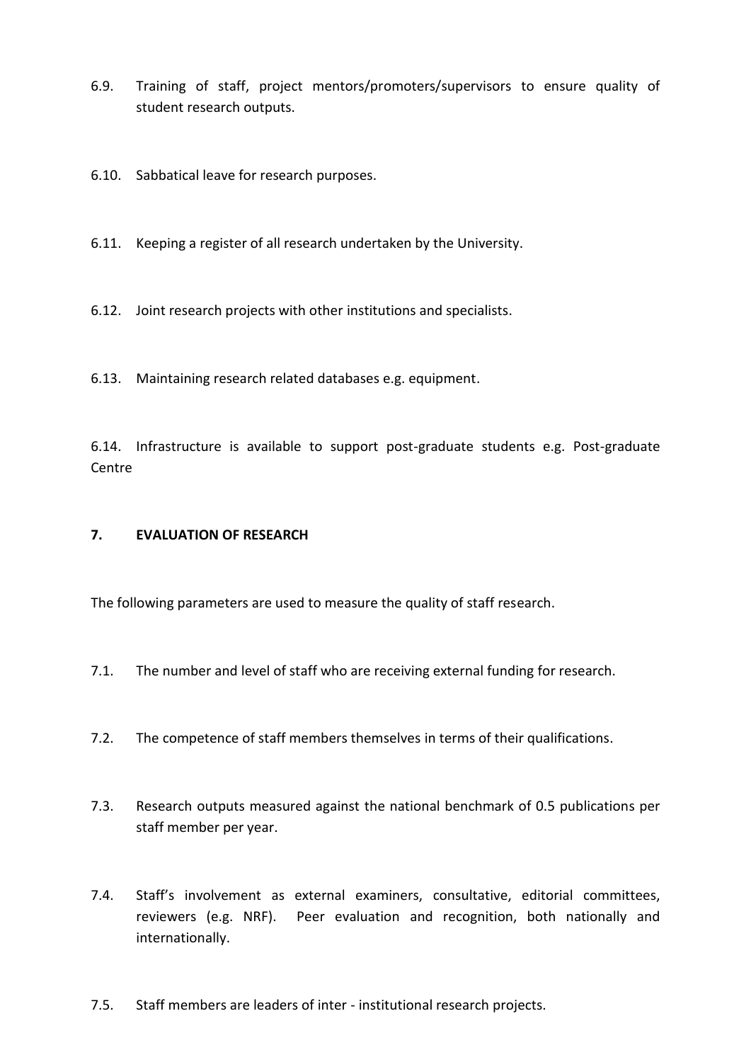6.9. Training of staff, project mentors/promoters/supervisors to ensure quality of student research outputs.

6.10. Sabbatical leave for research purposes.

6.11. Keeping a register of all research undertaken by the University.

6.12. Joint research projects with other institutions and specialists.

6.13. Maintaining research related databases e.g. equipment.

6.14. Infrastructure is available to support post-graduate students e.g. Post-graduate Centre

## 7. EVALUATION OF RESEARCH

The following parameters are used to measure the quality of staff research.

7.1. The number and level of staff who are receiving external funding for research.

7.2. The competence of staff members themselves in terms of their qualifications.

7.3. Research outputs measured against the national benchmark of 0.5 publications per staff member per year.

7.4. Staff's involvement as external examiners, consultative, editorial committees, reviewers (e.g. NRF). Peer evaluation and recognition, both nationally and internationally.

7.5. Staff members are leaders of inter - institutional research projects.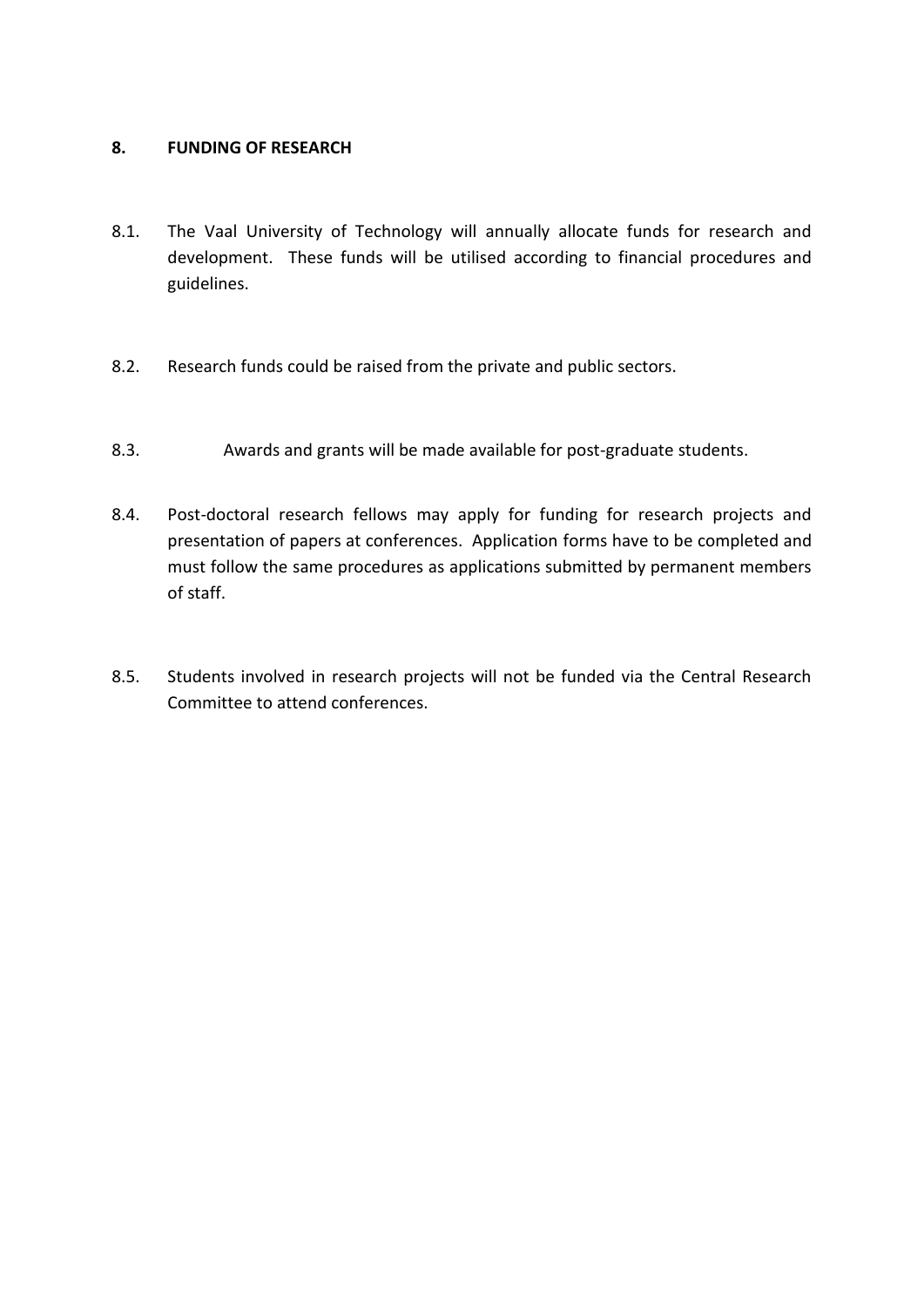## 8. FUNDING OF RESEARCH

8.1. The Vaal University of Technology will annually allocate funds for research and development. These funds will be utilised according to financial procedures and guidelines.

8.2. Research funds could be raised from the private and public sectors.

8.3. Awards and grants will be made available for post-graduate students.

8.4. Post-doctoral research fellows may apply for funding for research projects and presentation of papers at conferences. Application forms have to be completed and must follow the same procedures as applications submitted by permanent members of staff.

8.5. Students involved in research projects will not be funded via the Central Research Committee to attend conferences.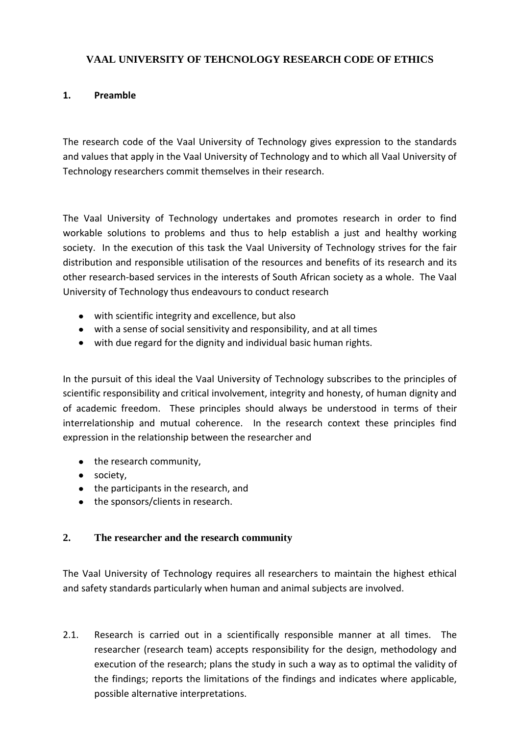# VAAL UNIVERSITY OF TEHCNOLOGY RESEARCH CODE OF ETHICS

## 1. Preamble

The research code of the Vaal University of Technology gives expression to the standards and values that apply in the Vaal University of Technology and to which all Vaal University of Technology researchers commit themselves in their research.

The Vaal University of Technology undertakes and promotes research in order to find workable solutions to problems and thus to help establish a just and healthy working society. In the execution of this task the Vaal University of Technology strives for the fair distribution and responsible utilisation of the resources and benefits of its research and its other research-based services in the interests of South African society as a whole. The Vaal University of Technology thus endeavours to conduct research

- with scientific integrity and excellence, but also
- with a sense of social sensitivity and responsibility, and at all times
- with due regard for the dignity and individual basic human rights.

In the pursuit of this ideal the Vaal University of Technology subscribes to the principles of scientific responsibility and critical involvement, integrity and honesty, of human dignity and of academic freedom. These principles should always be understood in terms of their interrelationship and mutual coherence. In the research context these principles find expression in the relationship between the researcher and

- the research community,
- society,
- the participants in the research, and
- the sponsors/clients in research.

## 2. The researcher and the research community

The Vaal University of Technology requires all researchers to maintain the highest ethical and safety standards particularly when human and animal subjects are involved.

2.1. Research is carried out in a scientifically responsible manner at all times. The researcher (research team) accepts responsibility for the design, methodology and execution of the research; plans the study in such a way as to optimal the validity of the findings; reports the limitations of the findings and indicates where applicable, possible alternative interpretations.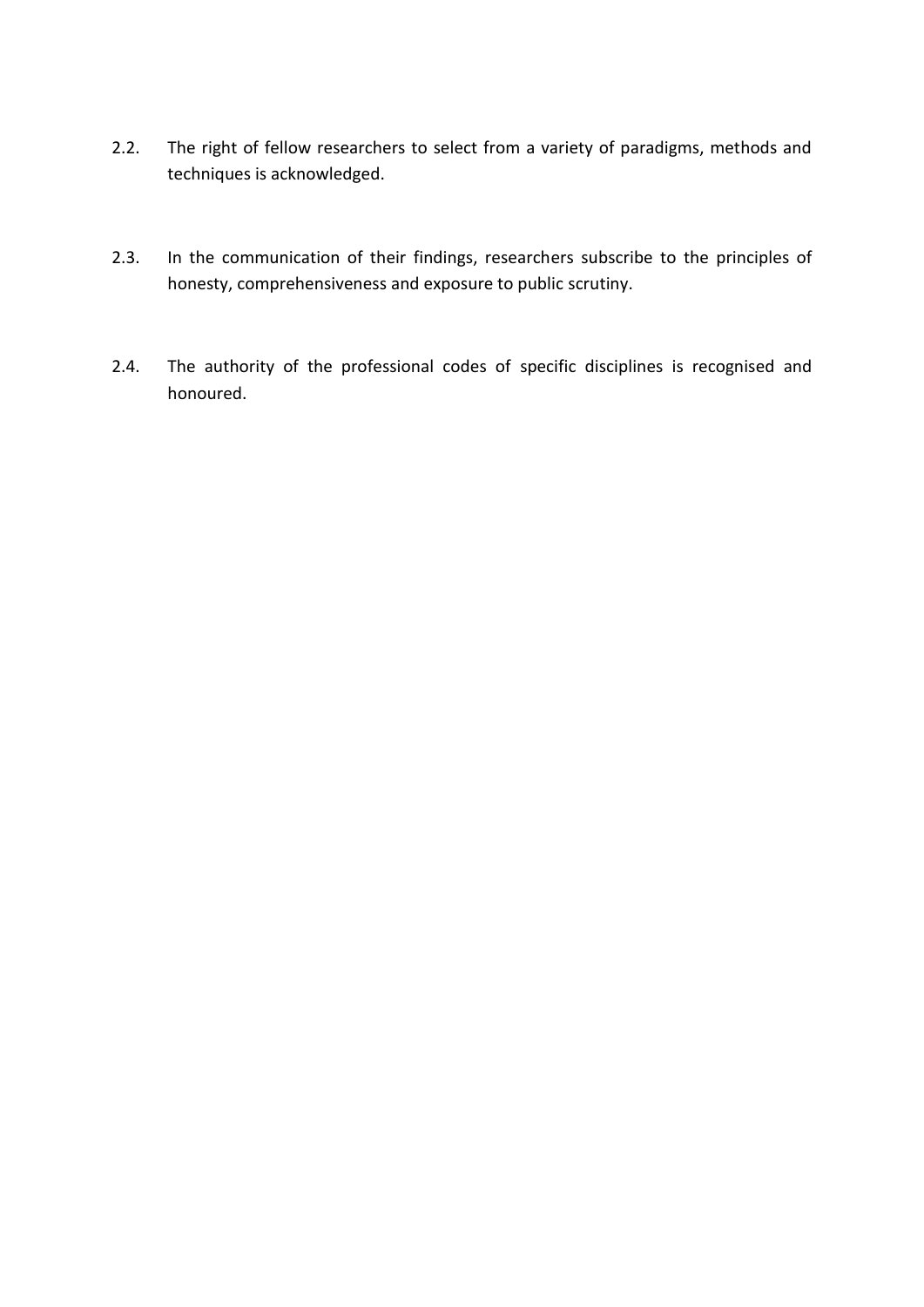2.2. The right of fellow researchers to select from a variety of paradigms, methods and techniques is acknowledged.

2.3. In the communication of their findings, researchers subscribe to the principles of honesty, comprehensiveness and exposure to public scrutiny.

2.4. The authority of the professional codes of specific disciplines is recognised and honoured.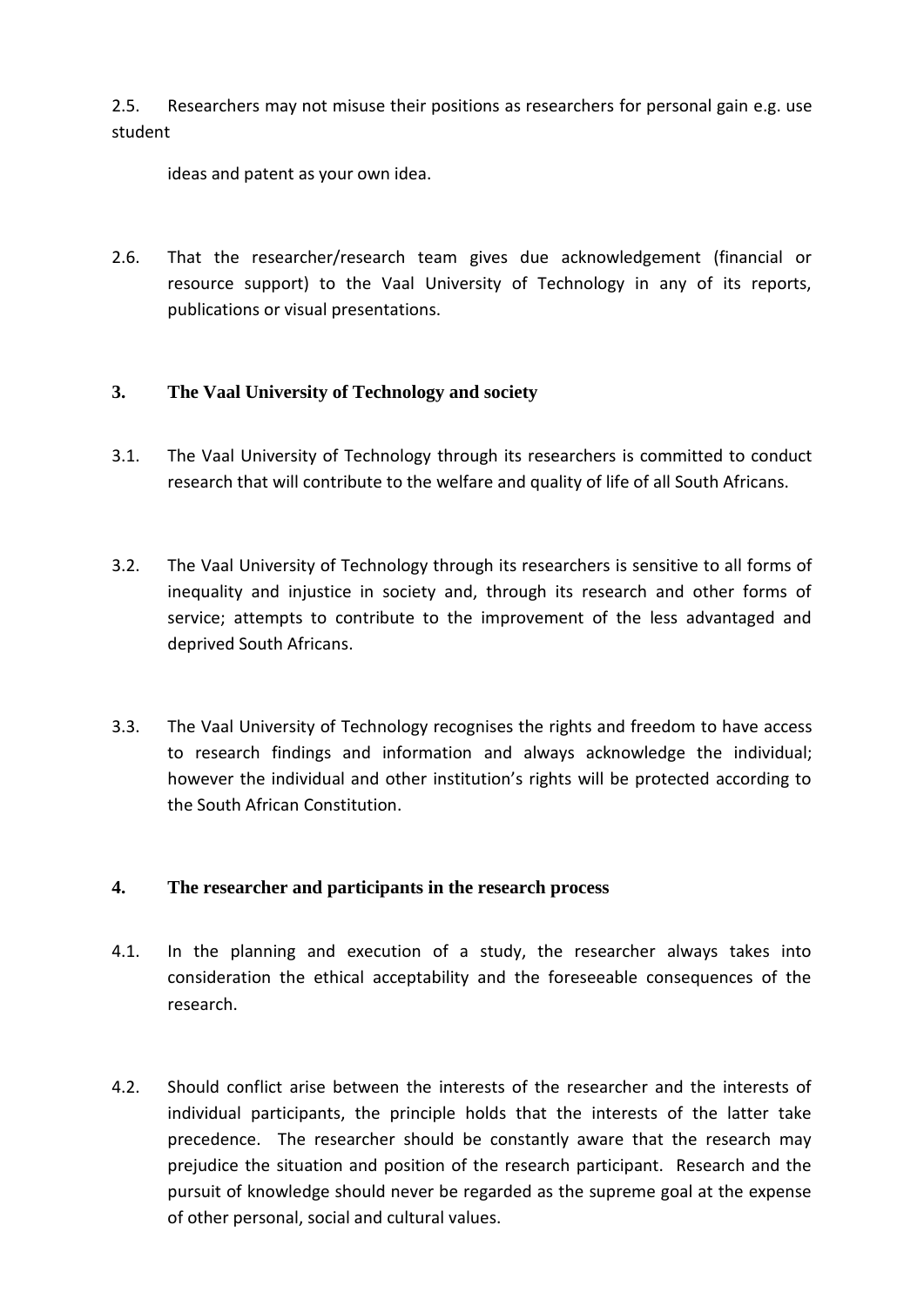2.5. Researchers may not misuse their positions as researchers for personal gain e.g. use student

ideas and patent as your own idea.

2.6. That the researcher/research team gives due acknowledgement (financial or resource support) to the Vaal University of Technology in any of its reports, publications or visual presentations.

## 3. The Vaal University of Technology and society

3.1. The Vaal University of Technology through its researchers is committed to conduct research that will contribute to the welfare and quality of life of all South Africans.

3.2. The Vaal University of Technology through its researchers is sensitive to all forms of inequality and injustice in society and, through its research and other forms of service; attempts to contribute to the improvement of the less advantaged and deprived South Africans.

3.3. The Vaal University of Technology recognises the rights and freedom to have access to research findings and information and always acknowledge the individual; however the individual and other institution's rights will be protected according to the South African Constitution.

## 4. The researcher and participants in the research process

4.1. In the planning and execution of a study, the researcher always takes into consideration the ethical acceptability and the foreseeable consequences of the research.

4.2. Should conflict arise between the interests of the researcher and the interests of individual participants, the principle holds that the interests of the latter take precedence. The researcher should be constantly aware that the research may prejudice the situation and position of the research participant. Research and the pursuit of knowledge should never be regarded as the supreme goal at the expense of other personal, social and cultural values.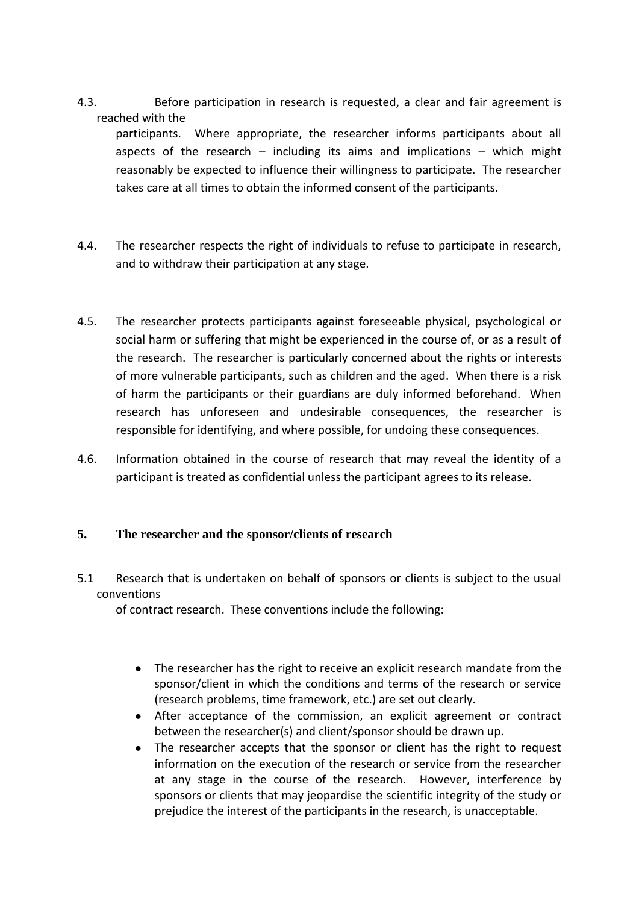4.3. Before participation in research is requested, a clear and fair agreement is reached with the participants. Where appropriate, the researcher informs participants about all aspects of the research – including its aims and implications – which might reasonably be expected to influence their willingness to participate. The researcher takes care at all times to obtain the informed consent of the participants.

4.4. The researcher respects the right of individuals to refuse to participate in research, and to withdraw their participation at any stage.

4.5. The researcher protects participants against foreseeable physical, psychological or social harm or suffering that might be experienced in the course of, or as a result of the research. The researcher is particularly concerned about the rights or interests of more vulnerable participants, such as children and the aged. When there is a risk of harm the participants or their guardians are duly informed beforehand. When research has unforeseen and undesirable consequences, the researcher is responsible for identifying, and where possible, for undoing these consequences.

4.6. Information obtained in the course of research that may reveal the identity of a participant is treated as confidential unless the participant agrees to its release.

## 5. The researcher and the sponsor/clients of research

5.1 Research that is undertaken on behalf of sponsors or clients is subject to the usual conventions of contract research. These conventions include the following:

- The researcher has the right to receive an explicit research mandate from the sponsor/client in which the conditions and terms of the research or service (research problems, time framework, etc.) are set out clearly.
- After acceptance of the commission, an explicit agreement or contract between the researcher(s) and client/sponsor should be drawn up.
- The researcher accepts that the sponsor or client has the right to request information on the execution of the research or service from the researcher at any stage in the course of the research. However, interference by sponsors or clients that may jeopardise the scientific integrity of the study or prejudice the interest of the participants in the research, is unacceptable.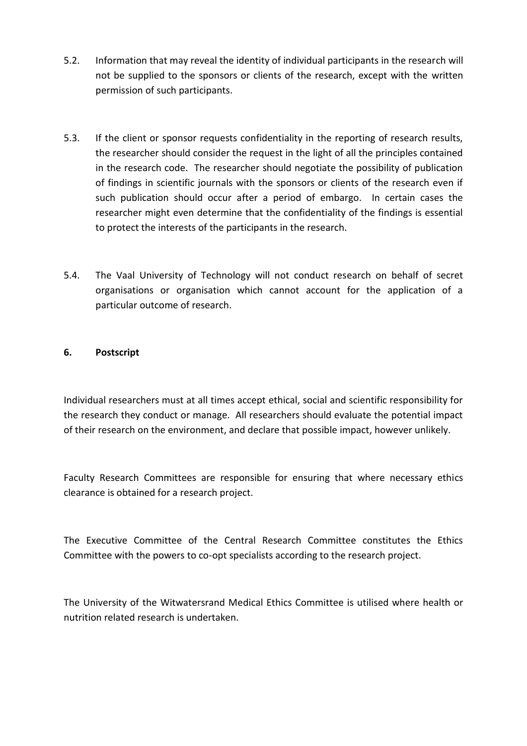5.2. Information that may reveal the identity of individual participants in the research will not be supplied to the sponsors or clients of the research, except with the written permission of such participants.

5.3. If the client or sponsor requests confidentiality in the reporting of research results, the researcher should consider the request in the light of all the principles contained in the research code. The researcher should negotiate the possibility of publication of findings in scientific journals with the sponsors or clients of the research even if such publication should occur after a period of embargo. In certain cases the researcher might even determine that the confidentiality of the findings is essential to protect the interests of the participants in the research.

5.4. The Vaal University of Technology will not conduct research on behalf of secret organisations or organisation which cannot account for the application of a particular outcome of research.

## 6. Postscript

Individual researchers must at all times accept ethical, social and scientific responsibility for the research they conduct or manage. All researchers should evaluate the potential impact of their research on the environment, and declare that possible impact, however unlikely.

Faculty Research Committees are responsible for ensuring that where necessary ethics clearance is obtained for a research project.

The Executive Committee of the Central Research Committee constitutes the Ethics Committee with the powers to co-opt specialists according to the research project.

The University of the Witwatersrand Medical Ethics Committee is utilised where health or nutrition related research is undertaken.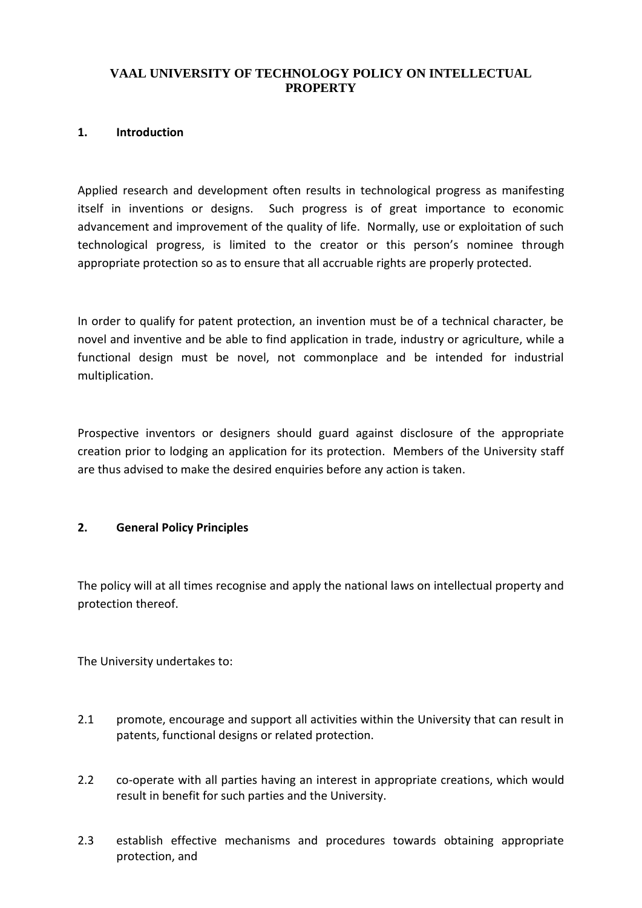# VAAL UNIVERSITY OF TECHNOLOGY POLICY ON INTELLECTUAL PROPERTY

## 1. Introduction

Applied research and development often results in technological progress as manifesting itself in inventions or designs. Such progress is of great importance to economic advancement and improvement of the quality of life. Normally, use or exploitation of such technological progress, is limited to the creator or this person's nominee through appropriate protection so as to ensure that all accruable rights are properly protected.

In order to qualify for patent protection, an invention must be of a technical character, be novel and inventive and be able to find application in trade, industry or agriculture, while a functional design must be novel, not commonplace and be intended for industrial multiplication.

Prospective inventors or designers should guard against disclosure of the appropriate creation prior to lodging an application for its protection. Members of the University staff are thus advised to make the desired enquiries before any action is taken.

## 2. General Policy Principles

The policy will at all times recognise and apply the national laws on intellectual property and protection thereof.

The University undertakes to:

2.1 promote, encourage and support all activities within the University that can result in patents, functional designs or related protection.

2.2 co-operate with all parties having an interest in appropriate creations, which would result in benefit for such parties and the University.

2.3 establish effective mechanisms and procedures towards obtaining appropriate protection, and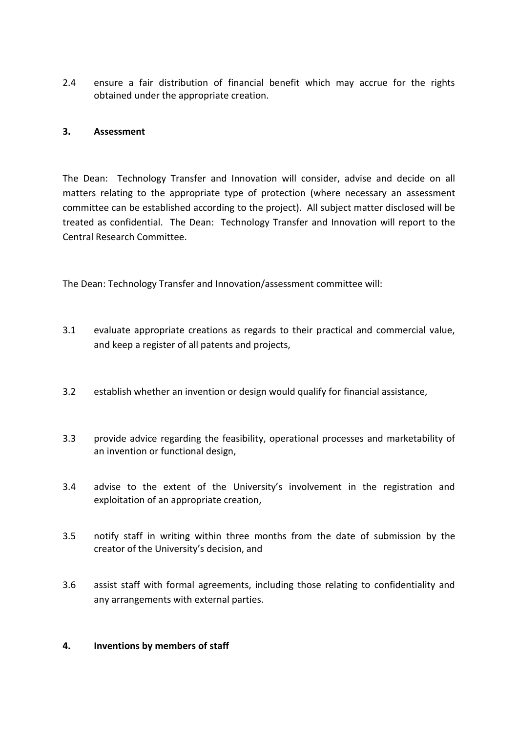2.4 ensure a fair distribution of financial benefit which may accrue for the rights obtained under the appropriate creation.

## 3. Assessment

The Dean: Technology Transfer and Innovation will consider, advise and decide on all matters relating to the appropriate type of protection (where necessary an assessment committee can be established according to the project). All subject matter disclosed will be treated as confidential. The Dean: Technology Transfer and Innovation will report to the Central Research Committee.

The Dean: Technology Transfer and Innovation/assessment committee will:

3.1 evaluate appropriate creations as regards to their practical and commercial value, and keep a register of all patents and projects,

3.2 establish whether an invention or design would qualify for financial assistance,

3.3 provide advice regarding the feasibility, operational processes and marketability of an invention or functional design,

3.4 advise to the extent of the University's involvement in the registration and exploitation of an appropriate creation,

3.5 notify staff in writing within three months from the date of submission by the creator of the University's decision, and

3.6 assist staff with formal agreements, including those relating to confidentiality and any arrangements with external parties.

## 4. Inventions by members of staff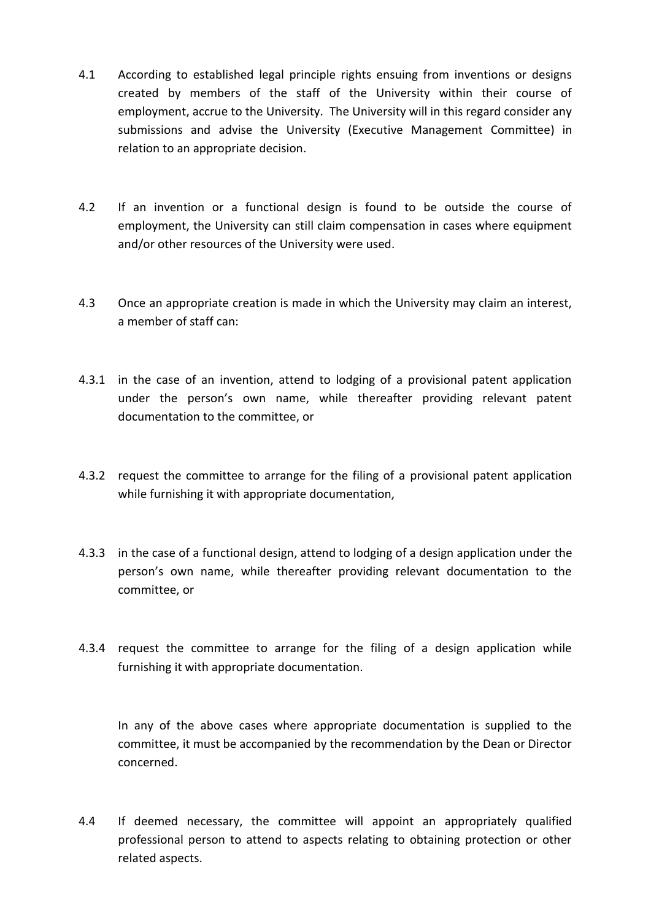4.1 According to established legal principle rights ensuing from inventions or designs created by members of the staff of the University within their course of employment, accrue to the University. The University will in this regard consider any submissions and advise the University (Executive Management Committee) in relation to an appropriate decision.

4.2 If an invention or a functional design is found to be outside the course of employment, the University can still claim compensation in cases where equipment and/or other resources of the University were used.

4.3 Once an appropriate creation is made in which the University may claim an interest, a member of staff can:

4.3.1 in the case of an invention, attend to lodging of a provisional patent application under the person's own name, while thereafter providing relevant patent documentation to the committee, or

4.3.2 request the committee to arrange for the filing of a provisional patent application while furnishing it with appropriate documentation,

4.3.3 in the case of a functional design, attend to lodging of a design application under the person's own name, while thereafter providing relevant documentation to the committee, or

4.3.4 request the committee to arrange for the filing of a design application while furnishing it with appropriate documentation.

In any of the above cases where appropriate documentation is supplied to the committee, it must be accompanied by the recommendation by the Dean or Director concerned.

4.4 If deemed necessary, the committee will appoint an appropriately qualified professional person to attend to aspects relating to obtaining protection or other related aspects.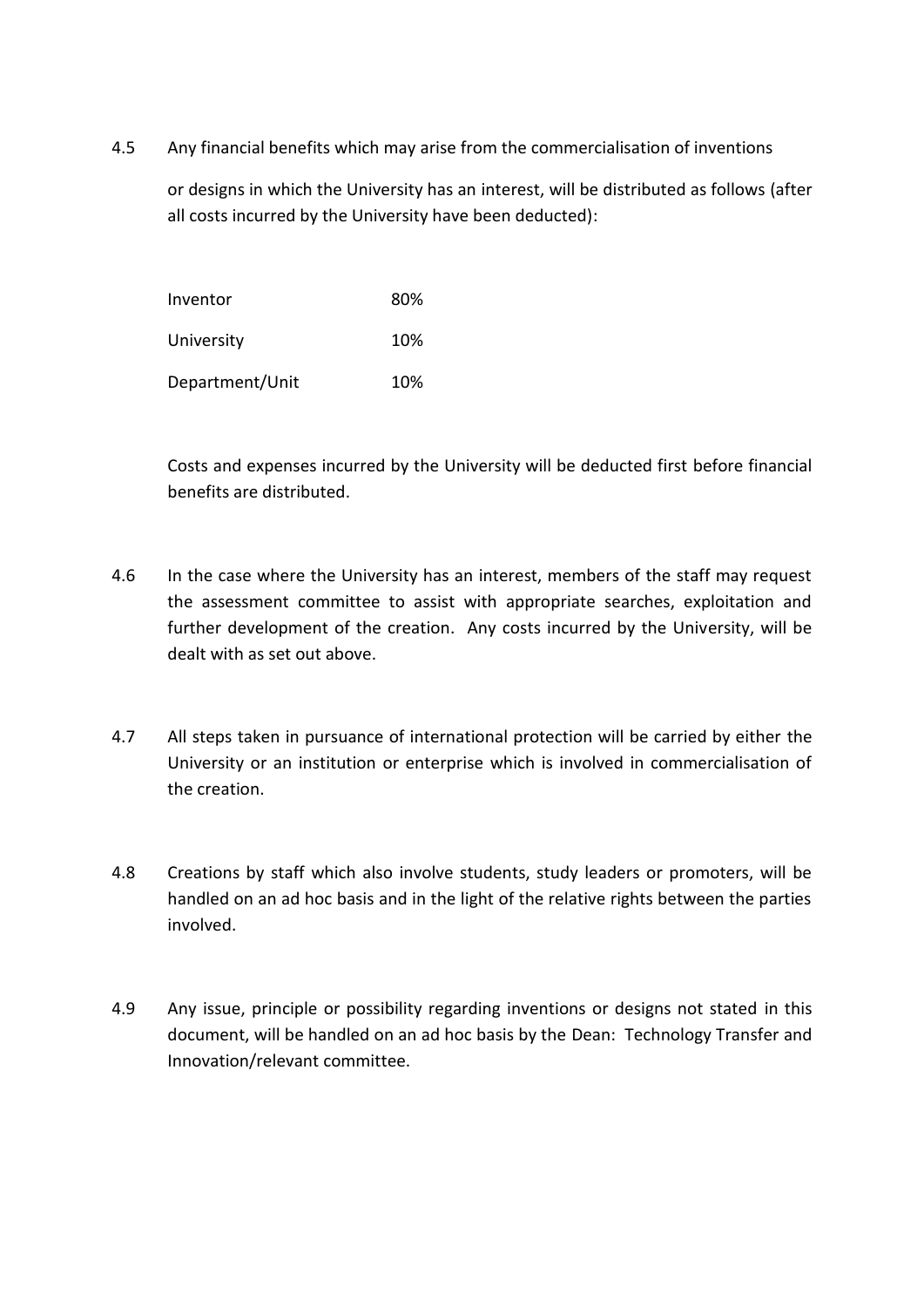4.5 Any financial benefits which may arise from the commercialisation of inventions or designs in which the University has an interest, will be distributed as follows (after all costs incurred by the University have been deducted):

| | |
|---|---|
| Inventor | 80% |
| University | 10% |
| Department/Unit | 10% |

Costs and expenses incurred by the University will be deducted first before financial benefits are distributed.

4.6 In the case where the University has an interest, members of the staff may request the assessment committee to assist with appropriate searches, exploitation and further development of the creation. Any costs incurred by the University, will be dealt with as set out above.

4.7 All steps taken in pursuance of international protection will be carried by either the University or an institution or enterprise which is involved in commercialisation of the creation.

4.8 Creations by staff which also involve students, study leaders or promoters, will be handled on an ad hoc basis and in the light of the relative rights between the parties involved.

4.9 Any issue, principle or possibility regarding inventions or designs not stated in this document, will be handled on an ad hoc basis by the Dean: Technology Transfer and Innovation/relevant committee.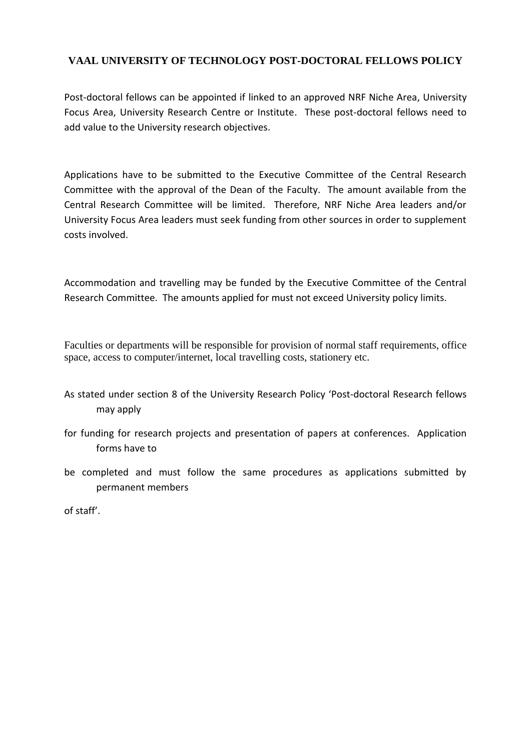# VAAL UNIVERSITY OF TECHNOLOGY POST-DOCTORAL FELLOWS POLICY

Post-doctoral fellows can be appointed if linked to an approved NRF Niche Area, University Focus Area, University Research Centre or Institute. These post-doctoral fellows need to add value to the University research objectives.

Applications have to be submitted to the Executive Committee of the Central Research Committee with the approval of the Dean of the Faculty. The amount available from the Central Research Committee will be limited. Therefore, NRF Niche Area leaders and/or University Focus Area leaders must seek funding from other sources in order to supplement costs involved.

Accommodation and travelling may be funded by the Executive Committee of the Central Research Committee. The amounts applied for must not exceed University policy limits.

Faculties or departments will be responsible for provision of normal staff requirements, office space, access to computer/internet, local travelling costs, stationery etc.

As stated under section 8 of the University Research Policy 'Post-doctoral Research fellows may apply for funding for research projects and presentation of papers at conferences. Application forms have to be completed and must follow the same procedures as applications submitted by permanent members of staff'.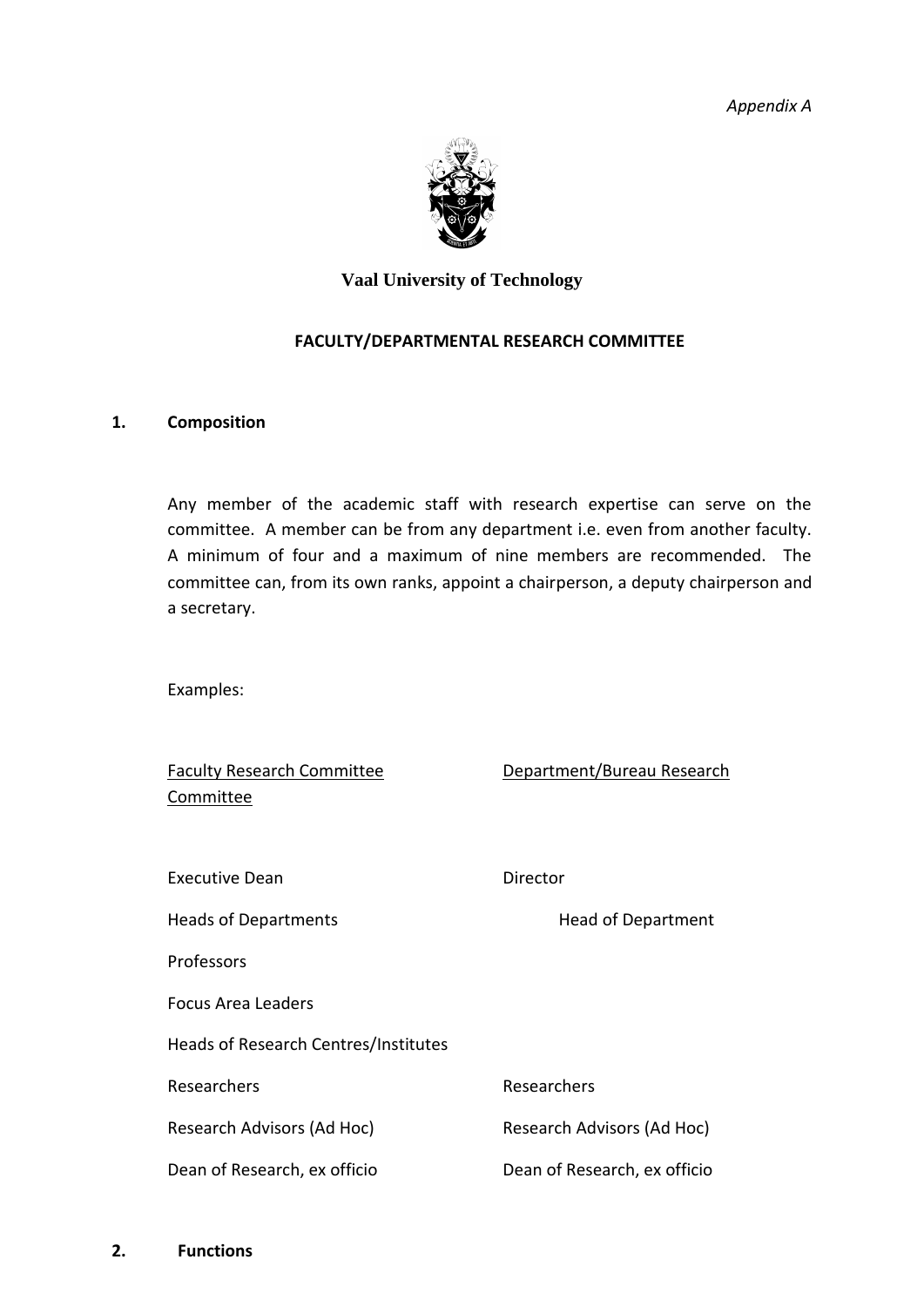*Appendix A*

**Vaal University of Technology**

**FACULTY/DEPARTMENTAL RESEARCH COMMITTEE**

## 1. Composition

Any member of the academic staff with research expertise can serve on the committee. A member can be from any department i.e. even from another faculty. A minimum of four and a maximum of nine members are recommended. The committee can, from its own ranks, appoint a chairperson, a deputy chairperson and a secretary.

Examples:

| Faculty Research Committee | Department/Bureau Research Committee |
|---|---|
| Executive Dean | Director |
| Heads of Departments | Head of Department |
| Professors | |
| Focus Area Leaders | |
| Heads of Research Centres/Institutes | |
| Researchers | Researchers |
| Research Advisors (Ad Hoc) | Research Advisors (Ad Hoc) |
| Dean of Research, ex officio | Dean of Research, ex officio |

## 2. Functions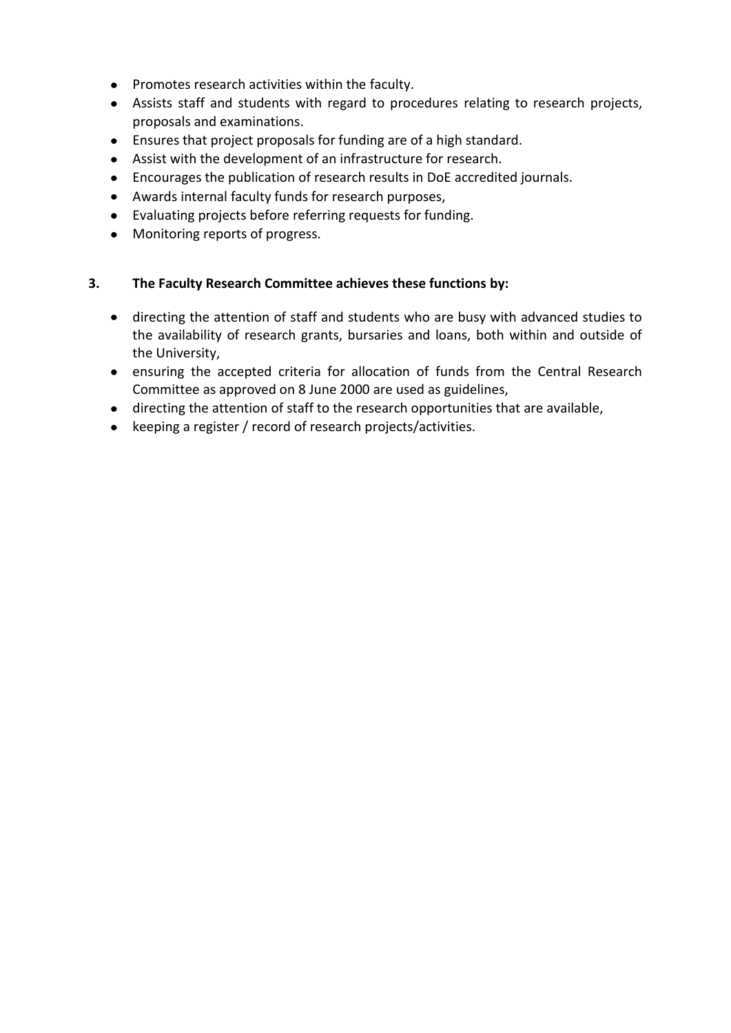- Promotes research activities within the faculty.
- Assists staff and students with regard to procedures relating to research projects, proposals and examinations.
- Ensures that project proposals for funding are of a high standard.
- Assist with the development of an infrastructure for research.
- Encourages the publication of research results in DoE accredited journals.
- Awards internal faculty funds for research purposes,
- Evaluating projects before referring requests for funding.
- Monitoring reports of progress.

**3. The Faculty Research Committee achieves these functions by:**

- directing the attention of staff and students who are busy with advanced studies to the availability of research grants, bursaries and loans, both within and outside of the University,
- ensuring the accepted criteria for allocation of funds from the Central Research Committee as approved on 8 June 2000 are used as guidelines,
- directing the attention of staff to the research opportunities that are available,
- keeping a register / record of research projects/activities.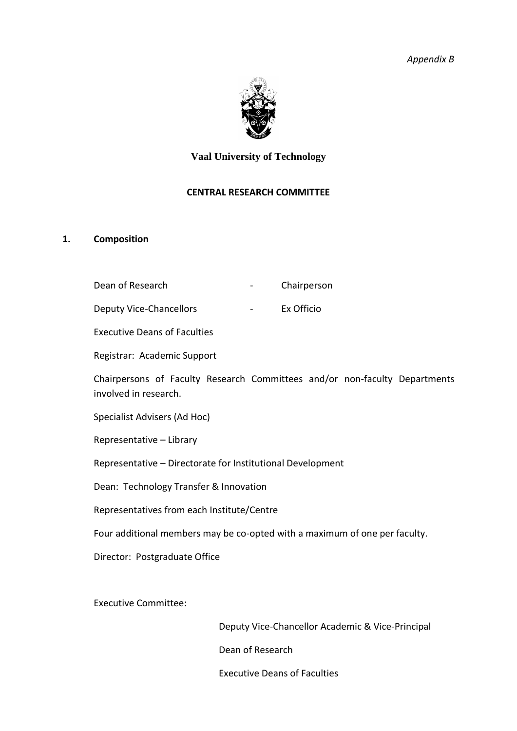*Appendix B*

**Vaal University of Technology**

**CENTRAL RESEARCH COMMITTEE**

## 1. Composition

Dean of Research - Chairperson

Deputy Vice-Chancellors - Ex Officio

Executive Deans of Faculties

Registrar: Academic Support

Chairpersons of Faculty Research Committees and/or non-faculty Departments involved in research.

Specialist Advisers (Ad Hoc)

Representative – Library

Representative – Directorate for Institutional Development

Dean: Technology Transfer & Innovation

Representatives from each Institute/Centre

Four additional members may be co-opted with a maximum of one per faculty.

Director: Postgraduate Office

Executive Committee:

Deputy Vice-Chancellor Academic & Vice-Principal

Dean of Research

Executive Deans of Faculties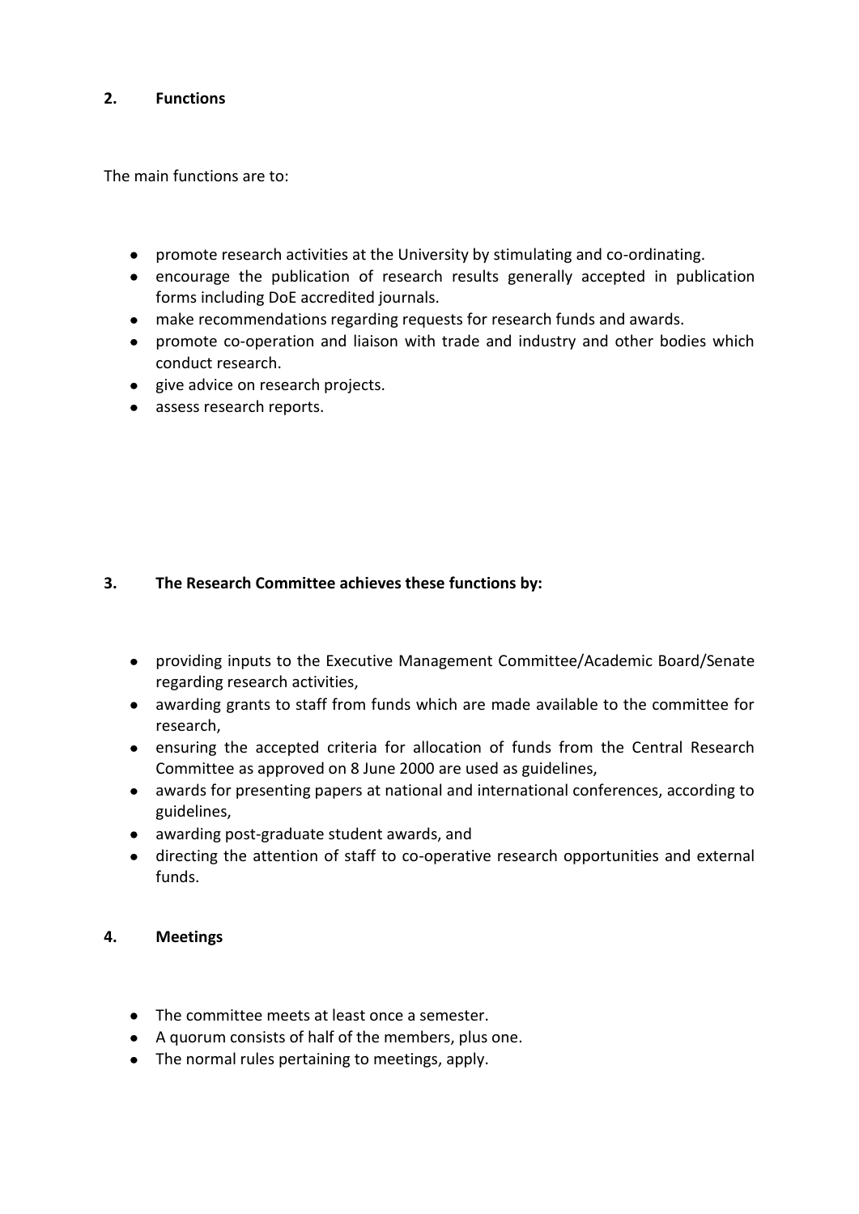## 2. Functions

The main functions are to:

- promote research activities at the University by stimulating and co-ordinating.
- encourage the publication of research results generally accepted in publication forms including DoE accredited journals.
- make recommendations regarding requests for research funds and awards.
- promote co-operation and liaison with trade and industry and other bodies which conduct research.
- give advice on research projects.
- assess research reports.

## 3. The Research Committee achieves these functions by:

- providing inputs to the Executive Management Committee/Academic Board/Senate regarding research activities,
- awarding grants to staff from funds which are made available to the committee for research,
- ensuring the accepted criteria for allocation of funds from the Central Research Committee as approved on 8 June 2000 are used as guidelines,
- awards for presenting papers at national and international conferences, according to guidelines,
- awarding post-graduate student awards, and
- directing the attention of staff to co-operative research opportunities and external funds.

## 4. Meetings

- The committee meets at least once a semester.
- A quorum consists of half of the members, plus one.
- The normal rules pertaining to meetings, apply.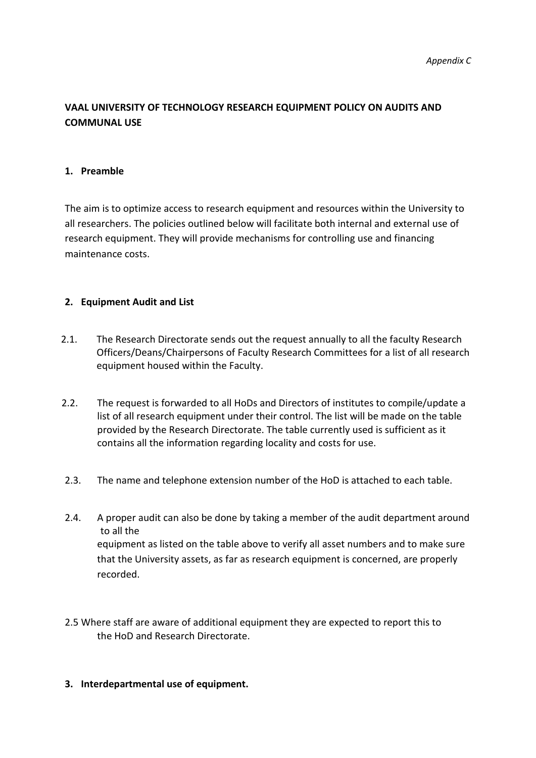*Appendix C*

**VAAL UNIVERSITY OF TECHNOLOGY RESEARCH EQUIPMENT POLICY ON AUDITS AND COMMUNAL USE**

## 1. Preamble

The aim is to optimize access to research equipment and resources within the University to all researchers. The policies outlined below will facilitate both internal and external use of research equipment. They will provide mechanisms for controlling use and financing maintenance costs.

## 2. Equipment Audit and List

2.1. The Research Directorate sends out the request annually to all the faculty Research Officers/Deans/Chairpersons of Faculty Research Committees for a list of all research equipment housed within the Faculty.

2.2. The request is forwarded to all HoDs and Directors of institutes to compile/update a list of all research equipment under their control. The list will be made on the table provided by the Research Directorate. The table currently used is sufficient as it contains all the information regarding locality and costs for use.

2.3. The name and telephone extension number of the HoD is attached to each table.

2.4. A proper audit can also be done by taking a member of the audit department around to all the equipment as listed on the table above to verify all asset numbers and to make sure that the University assets, as far as research equipment is concerned, are properly recorded.

2.5 Where staff are aware of additional equipment they are expected to report this to the HoD and Research Directorate.

## 3. Interdepartmental use of equipment.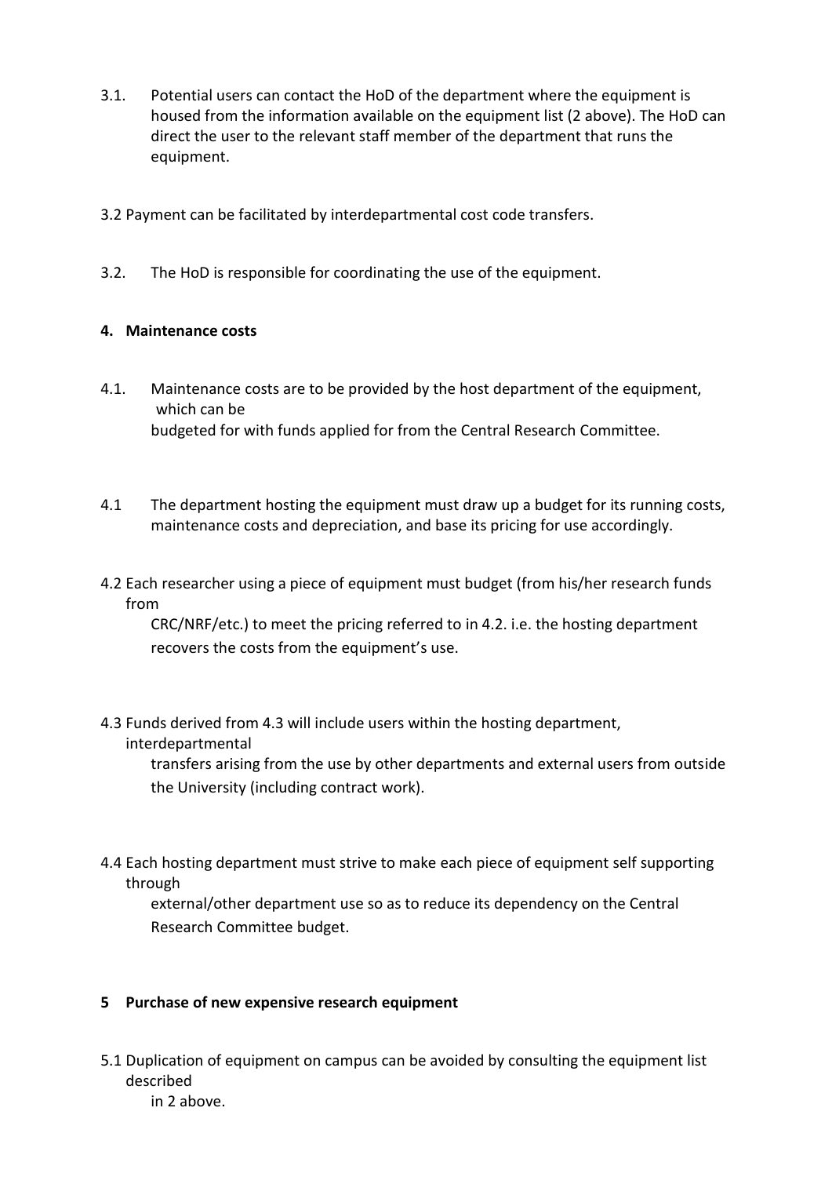3.1. Potential users can contact the HoD of the department where the equipment is housed from the information available on the equipment list (2 above). The HoD can direct the user to the relevant staff member of the department that runs the equipment.

3.2 Payment can be facilitated by interdepartmental cost code transfers.

3.2. The HoD is responsible for coordinating the use of the equipment.

**4. Maintenance costs**

4.1. Maintenance costs are to be provided by the host department of the equipment, which can be budgeted for with funds applied for from the Central Research Committee.

4.1 The department hosting the equipment must draw up a budget for its running costs, maintenance costs and depreciation, and base its pricing for use accordingly.

4.2 Each researcher using a piece of equipment must budget (from his/her research funds from CRC/NRF/etc.) to meet the pricing referred to in 4.2. i.e. the hosting department recovers the costs from the equipment's use.

4.3 Funds derived from 4.3 will include users within the hosting department, interdepartmental transfers arising from the use by other departments and external users from outside the University (including contract work).

4.4 Each hosting department must strive to make each piece of equipment self supporting through external/other department use so as to reduce its dependency on the Central Research Committee budget.

**5 Purchase of new expensive research equipment**

5.1 Duplication of equipment on campus can be avoided by consulting the equipment list described in 2 above.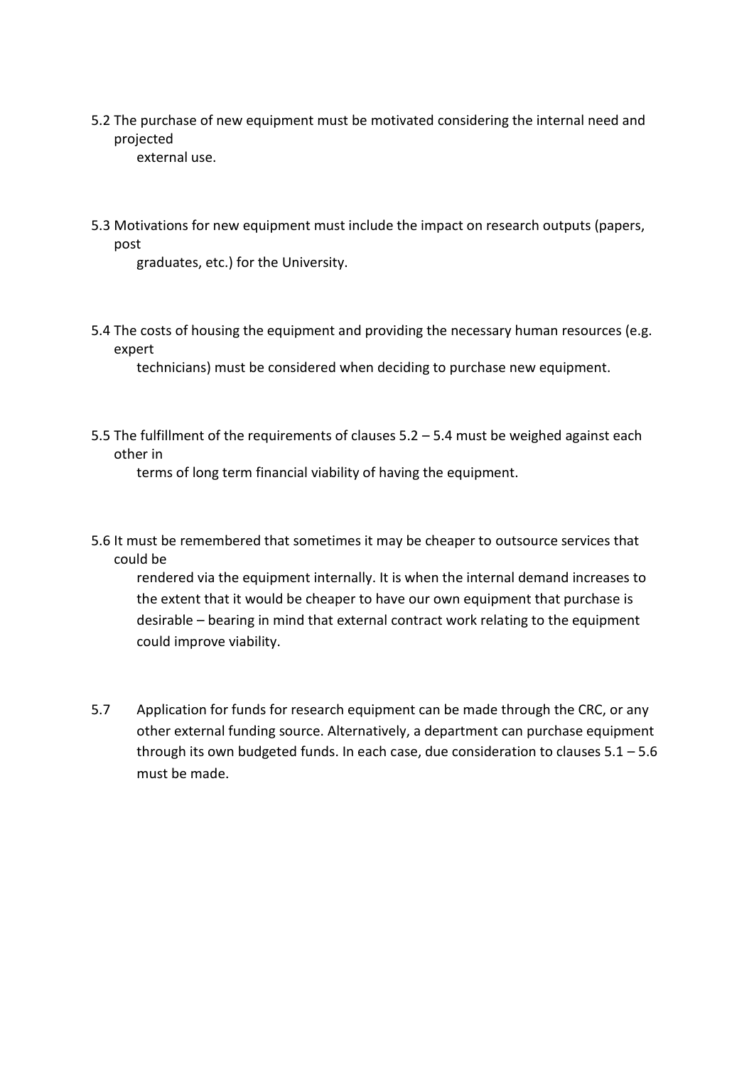5.2 The purchase of new equipment must be motivated considering the internal need and projected external use.

5.3 Motivations for new equipment must include the impact on research outputs (papers, post graduates, etc.) for the University.

5.4 The costs of housing the equipment and providing the necessary human resources (e.g. expert technicians) must be considered when deciding to purchase new equipment.

5.5 The fulfillment of the requirements of clauses 5.2 – 5.4 must be weighed against each other in terms of long term financial viability of having the equipment.

5.6 It must be remembered that sometimes it may be cheaper to outsource services that could be rendered via the equipment internally. It is when the internal demand increases to the extent that it would be cheaper to have our own equipment that purchase is desirable – bearing in mind that external contract work relating to the equipment could improve viability.

5.7 Application for funds for research equipment can be made through the CRC, or any other external funding source. Alternatively, a department can purchase equipment through its own budgeted funds. In each case, due consideration to clauses 5.1 – 5.6 must be made.